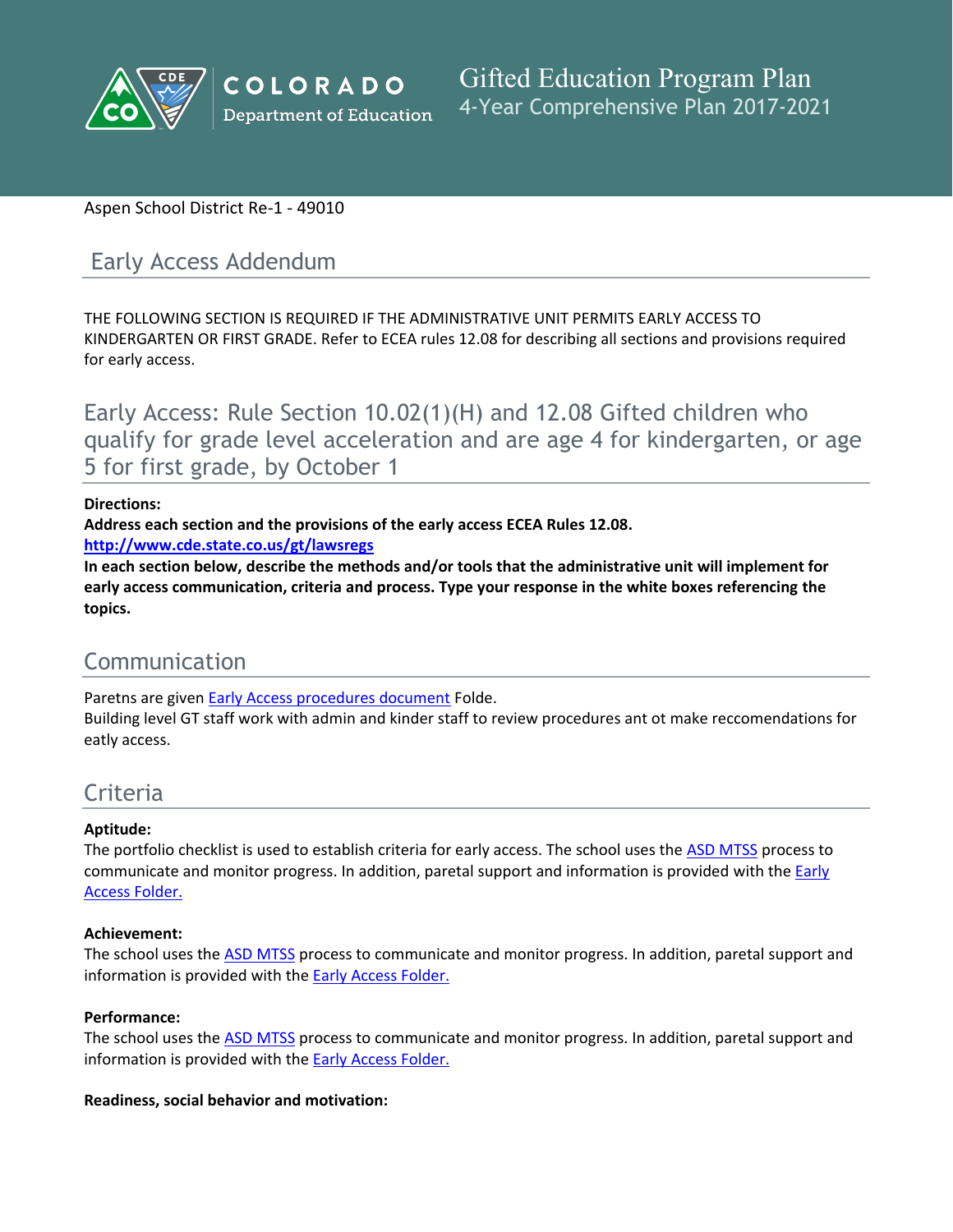COLORADO Department of Education

# Gifted Education Program Plan

4-Year Comprehensive Plan 2017-2021

Aspen School District Re-1 - 49010

## Early Access Addendum

THE FOLLOWING SECTION IS REQUIRED IF THE ADMINISTRATIVE UNIT PERMITS EARLY ACCESS TO KINDERGARTEN OR FIRST GRADE. Refer to ECEA rules 12.08 for describing all sections and provisions required for early access.

## Early Access: Rule Section 10.02(1)(H) and 12.08 Gifted children who qualify for grade level acceleration and are age 4 for kindergarten, or age 5 for first grade, by October 1

**Directions:**
**Address each section and the provisions of the early access ECEA Rules 12.08.**
**http://www.cde.state.co.us/gt/lawsregs**
**In each section below, describe the methods and/or tools that the administrative unit will implement for early access communication, criteria and process. Type your response in the white boxes referencing the topics.**

## Communication

Paretns are given Early Access procedures document Folde.
Building level GT staff work with admin and kinder staff to review procedures ant ot make reccomendations for eatly access.

## Criteria

**Aptitude:**
The portfolio checklist is used to establish criteria for early access. The school uses the ASD MTSS process to communicate and monitor progress. In addition, paretal support and information is provided with the Early Access Folder.

**Achievement:**
The school uses the ASD MTSS process to communicate and monitor progress. In addition, paretal support and information is provided with the Early Access Folder.

**Performance:**
The school uses the ASD MTSS process to communicate and monitor progress. In addition, paretal support and information is provided with the Early Access Folder.

**Readiness, social behavior and motivation:**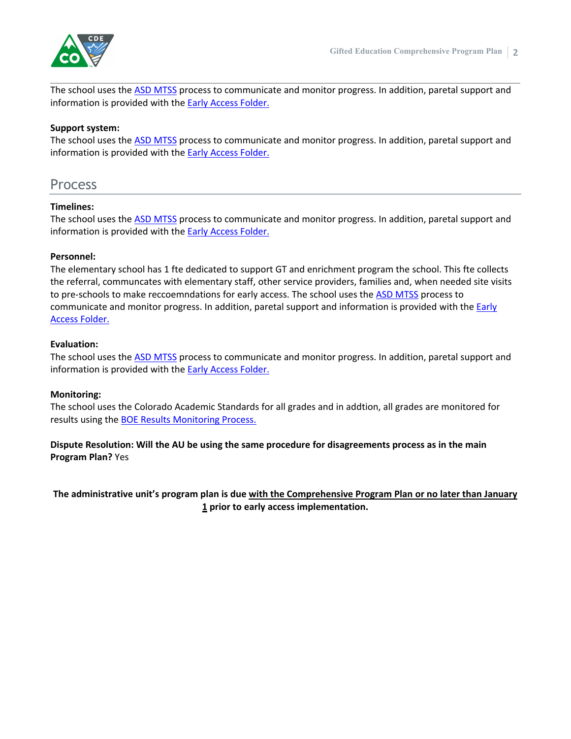The school uses the ASD MTSS process to communicate and monitor progress. In addition, paretal support and information is provided with the Early Access Folder.

**Support system:**
The school uses the ASD MTSS process to communicate and monitor progress. In addition, paretal support and information is provided with the Early Access Folder.

## Process

**Timelines:**
The school uses the ASD MTSS process to communicate and monitor progress. In addition, paretal support and information is provided with the Early Access Folder.

**Personnel:**
The elementary school has 1 fte dedicated to support GT and enrichment program the school. This fte collects the referral, communcates with elementary staff, other service providers, families and, when needed site visits to pre-schools to make reccoemndations for early access. The school uses the ASD MTSS process to communicate and monitor progress. In addition, paretal support and information is provided with the Early Access Folder.

**Evaluation:**
The school uses the ASD MTSS process to communicate and monitor progress. In addition, paretal support and information is provided with the Early Access Folder.

**Monitoring:**
The school uses the Colorado Academic Standards for all grades and in addtion, all grades are monitored for results using the BOE Results Monitoring Process.

**Dispute Resolution: Will the AU be using the same procedure for disagreements process as in the main Program Plan?** Yes

**The administrative unit's program plan is due with the Comprehensive Program Plan or no later than January 1 prior to early access implementation.**